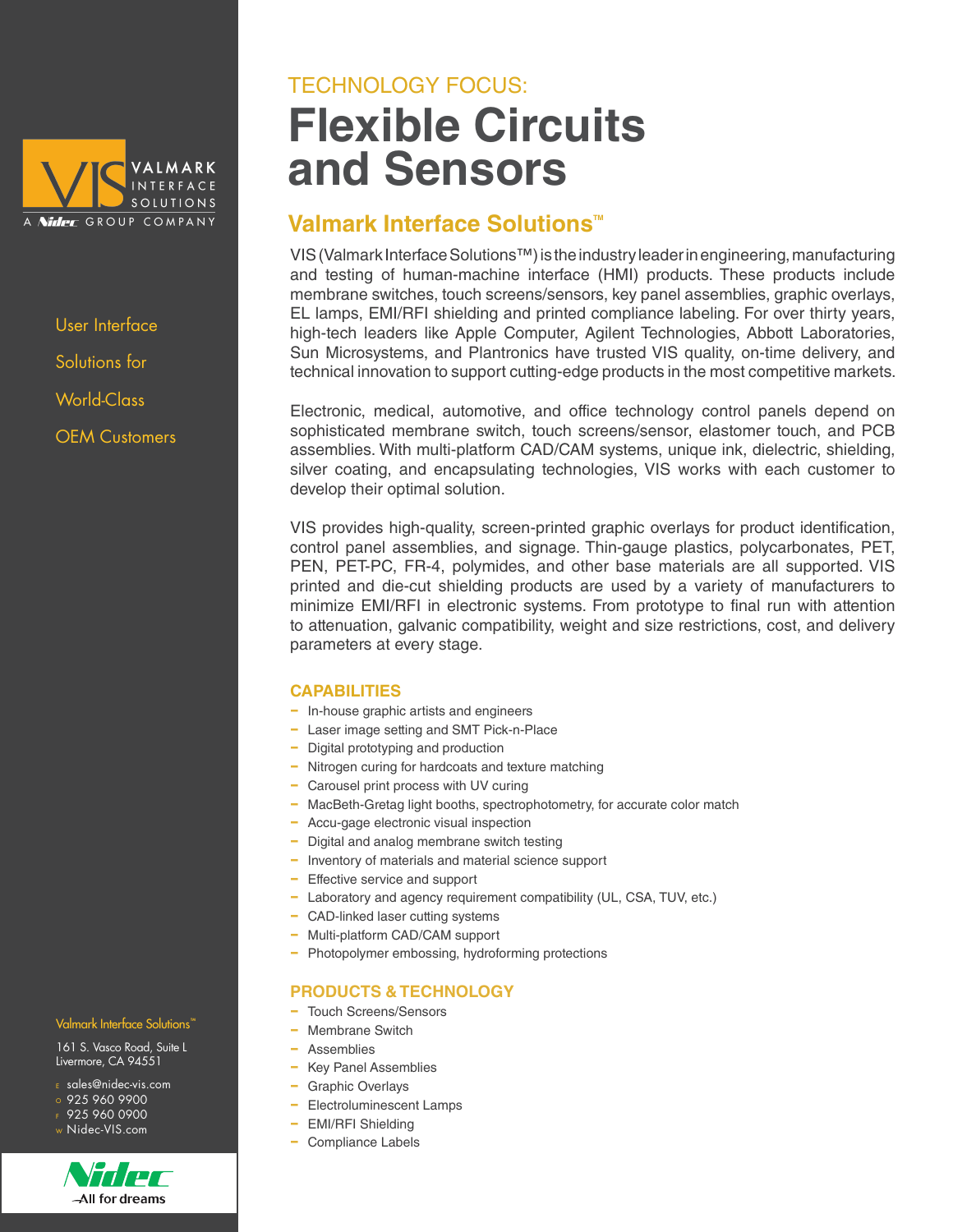VALMARK INTERFACE SOLUTIONS

A Nidec GROUP COMPANY

User Interface Solutions for World-Class OEM Customers

TECHNOLOGY FOCUS:

# Flexible Circuits and Sensors

## Valmark Interface Solutions™

VIS (Valmark Interface Solutions™) is the industry leader in engineering, manufacturing and testing of human-machine interface (HMI) products. These products include membrane switches, touch screens/sensors, key panel assemblies, graphic overlays, EL lamps, EMI/RFI shielding and printed compliance labeling. For over thirty years, high-tech leaders like Apple Computer, Agilent Technologies, Abbott Laboratories, Sun Microsystems, and Plantronics have trusted VIS quality, on-time delivery, and technical innovation to support cutting-edge products in the most competitive markets.

Electronic, medical, automotive, and office technology control panels depend on sophisticated membrane switch, touch screens/sensor, elastomer touch, and PCB assemblies. With multi-platform CAD/CAM systems, unique ink, dielectric, shielding, silver coating, and encapsulating technologies, VIS works with each customer to develop their optimal solution.

VIS provides high-quality, screen-printed graphic overlays for product identification, control panel assemblies, and signage. Thin-gauge plastics, polycarbonates, PET, PEN, PET-PC, FR-4, polymides, and other base materials are all supported. VIS printed and die-cut shielding products are used by a variety of manufacturers to minimize EMI/RFI in electronic systems. From prototype to final run with attention to attenuation, galvanic compatibility, weight and size restrictions, cost, and delivery parameters at every stage.

### CAPABILITIES

- In-house graphic artists and engineers
- Laser image setting and SMT Pick-n-Place
- Digital prototyping and production
- Nitrogen curing for hardcoats and texture matching
- Carousel print process with UV curing
- MacBeth-Gretag light booths, spectrophotometry, for accurate color match
- Accu-gage electronic visual inspection
- Digital and analog membrane switch testing
- Inventory of materials and material science support
- Effective service and support
- Laboratory and agency requirement compatibility (UL, CSA, TUV, etc.)
- CAD-linked laser cutting systems
- Multi-platform CAD/CAM support
- Photopolymer embossing, hydroforming protections

### PRODUCTS & TECHNOLOGY

- Touch Screens/Sensors
- Membrane Switch
- Assemblies
- Key Panel Assemblies
- Graphic Overlays
- Electroluminescent Lamps
- EMI/RFI Shielding
- Compliance Labels

Valmark Interface Solutions™

161 S. Vasco Road, Suite L
Livermore, CA 94551

E sales@nidec-vis.com
O 925 960 9900
F 925 960 0900
W Nidec-VIS.com

Nidec
All for dreams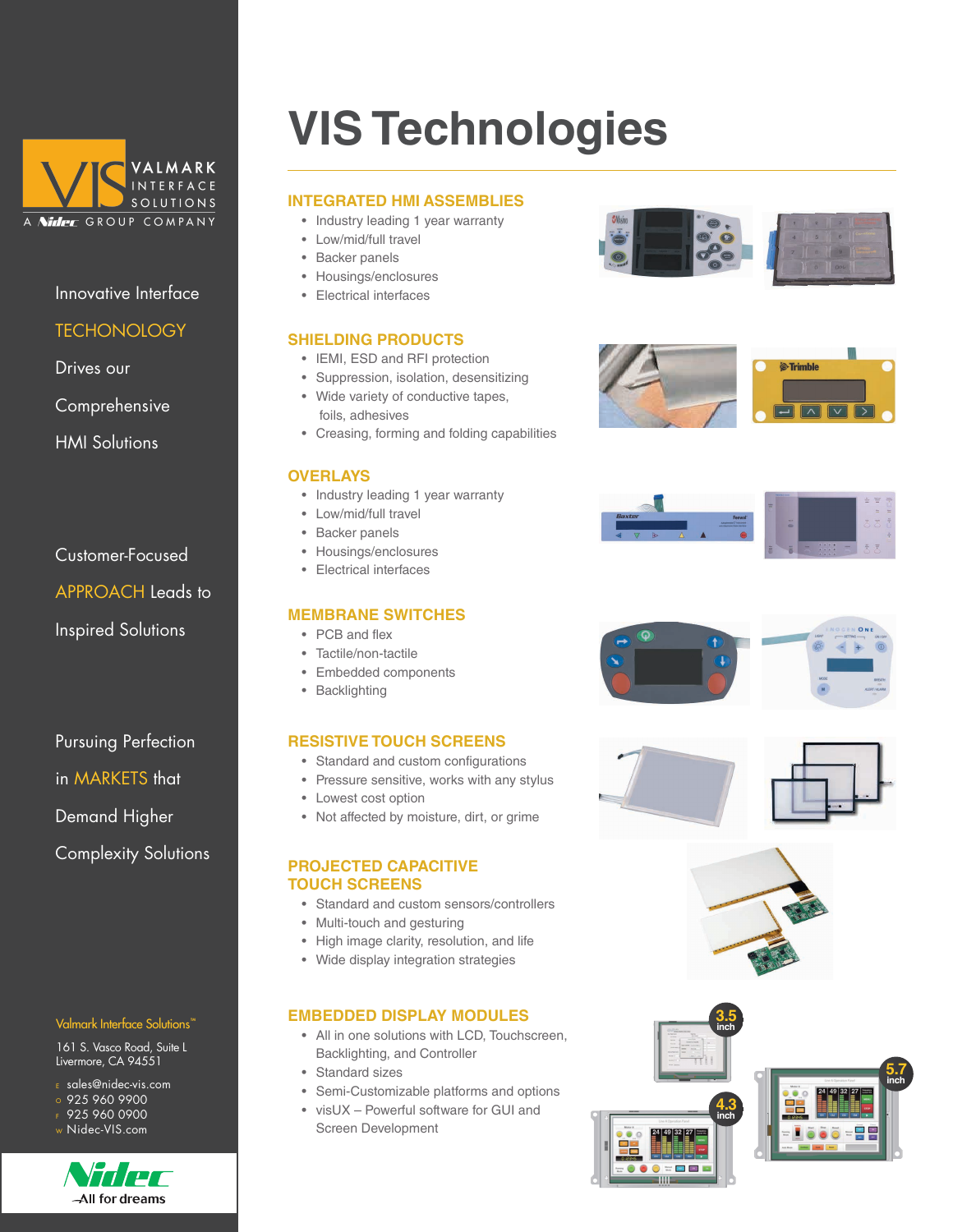VALMARK INTERFACE SOLUTIONS
A Nidec GROUP COMPANY

Innovative Interface TECHONOLOGY Drives our Comprehensive HMI Solutions

Customer-Focused APPROACH Leads to Inspired Solutions

Pursuing Perfection in MARKETS that Demand Higher Complexity Solutions

# VIS Technologies

## INTEGRATED HMI ASSEMBLIES

- Industry leading 1 year warranty
- Low/mid/full travel
- Backer panels
- Housings/enclosures
- Electrical interfaces

## SHIELDING PRODUCTS

- IEMI, ESD and RFI protection
- Suppression, isolation, desensitizing
- Wide variety of conductive tapes, foils, adhesives
- Creasing, forming and folding capabilities

## OVERLAYS

- Industry leading 1 year warranty
- Low/mid/full travel
- Backer panels
- Housings/enclosures
- Electrical interfaces

## MEMBRANE SWITCHES

- PCB and flex
- Tactile/non-tactile
- Embedded components
- Backlighting

## RESISTIVE TOUCH SCREENS

- Standard and custom configurations
- Pressure sensitive, works with any stylus
- Lowest cost option
- Not affected by moisture, dirt, or grime

## PROJECTED CAPACITIVE TOUCH SCREENS

- Standard and custom sensors/controllers
- Multi-touch and gesturing
- High image clarity, resolution, and life
- Wide display integration strategies

## EMBEDDED DISPLAY MODULES

- All in one solutions with LCD, Touchscreen, Backlighting, and Controller
- Standard sizes
- Semi-Customizable platforms and options
- visUX – Powerful software for GUI and Screen Development

3.5 inch

4.3 inch

5.7 inch

Valmark Interface Solutions™

161 S. Vasco Road, Suite L
Livermore, CA 94551

E sales@nidec-vis.com
O 925 960 9900
F 925 960 0900
W Nidec-VIS.com

Nidec
All for dreams